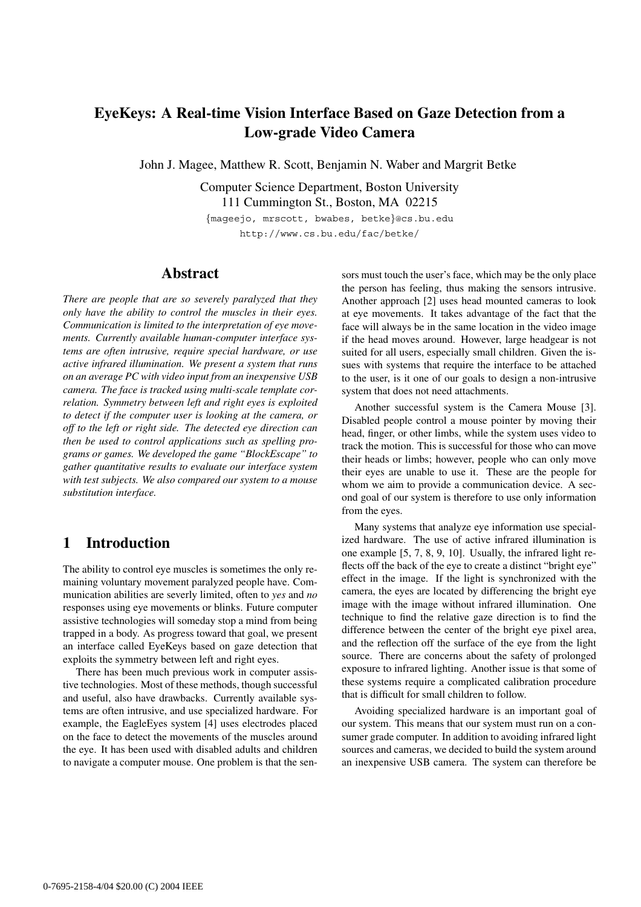# EyeKeys: A Real-time Vision Interface Based on Gaze Detection from a Low-grade Video Camera

John J. Magee, Matthew R. Scott, Benjamin N. Waber and Margrit Betke

Computer Science Department, Boston University
111 Cummington St., Boston, MA 02215
{mageejo, mrscott, bwabes, betke}@cs.bu.edu
http://www.cs.bu.edu/fac/betke/

## Abstract

*There are people that are so severely paralyzed that they only have the ability to control the muscles in their eyes. Communication is limited to the interpretation of eye movements. Currently available human-computer interface systems are often intrusive, require special hardware, or use active infrared illumination. We present a system that runs on an average PC with video input from an inexpensive USB camera. The face is tracked using multi-scale template correlation. Symmetry between left and right eyes is exploited to detect if the computer user is looking at the camera, or off to the left or right side. The detected eye direction can then be used to control applications such as spelling programs or games. We developed the game "BlockEscape" to gather quantitative results to evaluate our interface system with test subjects. We also compared our system to a mouse substitution interface.*

## 1 Introduction

The ability to control eye muscles is sometimes the only remaining voluntary movement paralyzed people have. Communication abilities are severly limited, often to *yes* and *no* responses using eye movements or blinks. Future computer assistive technologies will someday stop a mind from being trapped in a body. As progress toward that goal, we present an interface called EyeKeys based on gaze detection that exploits the symmetry between left and right eyes.

There has been much previous work in computer assistive technologies. Most of these methods, though successful and useful, also have drawbacks. Currently available systems are often intrusive, and use specialized hardware. For example, the EagleEyes system [4] uses electrodes placed on the face to detect the movements of the muscles around the eye. It has been used with disabled adults and children to navigate a computer mouse. One problem is that the sensors must touch the user's face, which may be the only place the person has feeling, thus making the sensors intrusive. Another approach [2] uses head mounted cameras to look at eye movements. It takes advantage of the fact that the face will always be in the same location in the video image if the head moves around. However, large headgear is not suited for all users, especially small children. Given the issues with systems that require the interface to be attached to the user, is it one of our goals to design a non-intrusive system that does not need attachments.

Another successful system is the Camera Mouse [3]. Disabled people control a mouse pointer by moving their head, finger, or other limbs, while the system uses video to track the motion. This is successful for those who can move their heads or limbs; however, people who can only move their eyes are unable to use it. These are the people for whom we aim to provide a communication device. A second goal of our system is therefore to use only information from the eyes.

Many systems that analyze eye information use specialized hardware. The use of active infrared illumination is one example [5, 7, 8, 9, 10]. Usually, the infrared light reflects off the back of the eye to create a distinct "bright eye" effect in the image. If the light is synchronized with the camera, the eyes are located by differencing the bright eye image with the image without infrared illumination. One technique to find the relative gaze direction is to find the difference between the center of the bright eye pixel area, and the reflection off the surface of the eye from the light source. There are concerns about the safety of prolonged exposure to infrared lighting. Another issue is that some of these systems require a complicated calibration procedure that is difficult for small children to follow.

Avoiding specialized hardware is an important goal of our system. This means that our system must run on a consumer grade computer. In addition to avoiding infrared light sources and cameras, we decided to build the system around an inexpensive USB camera. The system can therefore be

0-7695-2158-4/04 $20.00 (C) 2004 IEEE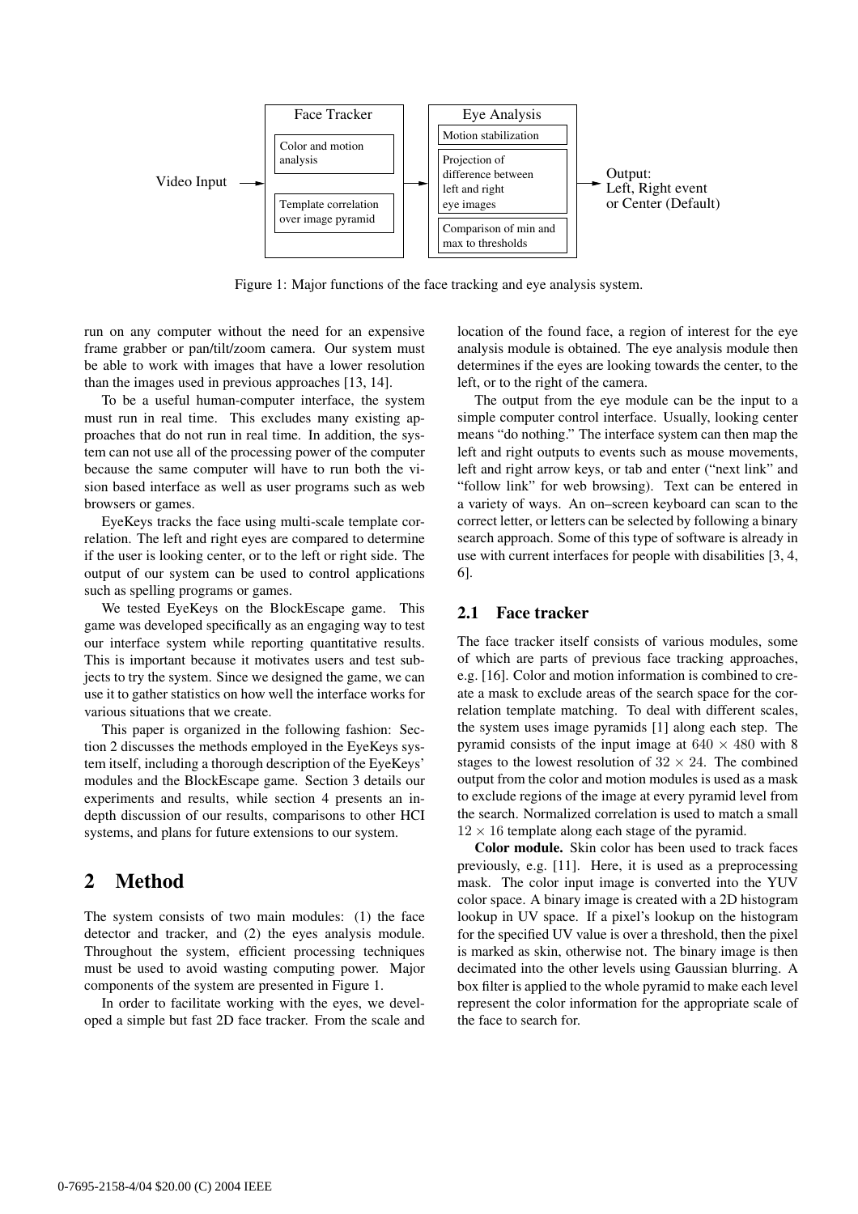Figure 1: Major functions of the face tracking and eye analysis system.

run on any computer without the need for an expensive frame grabber or pan/tilt/zoom camera. Our system must be able to work with images that have a lower resolution than the images used in previous approaches [13, 14].

To be a useful human-computer interface, the system must run in real time. This excludes many existing approaches that do not run in real time. In addition, the system can not use all of the processing power of the computer because the same computer will have to run both the vision based interface as well as user programs such as web browsers or games.

EyeKeys tracks the face using multi-scale template correlation. The left and right eyes are compared to determine if the user is looking center, or to the left or right side. The output of our system can be used to control applications such as spelling programs or games.

We tested EyeKeys on the BlockEscape game. This game was developed specifically as an engaging way to test our interface system while reporting quantitative results. This is important because it motivates users and test subjects to try the system. Since we designed the game, we can use it to gather statistics on how well the interface works for various situations that we create.

This paper is organized in the following fashion: Section 2 discusses the methods employed in the EyeKeys system itself, including a thorough description of the EyeKeys' modules and the BlockEscape game. Section 3 details our experiments and results, while section 4 presents an in-depth discussion of our results, comparisons to other HCI systems, and plans for future extensions to our system.

# 2 Method

The system consists of two main modules: (1) the face detector and tracker, and (2) the eyes analysis module. Throughout the system, efficient processing techniques must be used to avoid wasting computing power. Major components of the system are presented in Figure 1.

In order to facilitate working with the eyes, we developed a simple but fast 2D face tracker. From the scale and location of the found face, a region of interest for the eye analysis module is obtained. The eye analysis module then determines if the eyes are looking towards the center, to the left, or to the right of the camera.

The output from the eye module can be the input to a simple computer control interface. Usually, looking center means "do nothing." The interface system can then map the left and right outputs to events such as mouse movements, left and right arrow keys, or tab and enter ("next link" and "follow link" for web browsing). Text can be entered in a variety of ways. An on–screen keyboard can scan to the correct letter, or letters can be selected by following a binary search approach. Some of this type of software is already in use with current interfaces for people with disabilities [3, 4, 6].

## 2.1 Face tracker

The face tracker itself consists of various modules, some of which are parts of previous face tracking approaches, e.g. [16]. Color and motion information is combined to create a mask to exclude areas of the search space for the correlation template matching. To deal with different scales, the system uses image pyramids [1] along each step. The pyramid consists of the input image at $640 \times 480$ with 8 stages to the lowest resolution of $32 \times 24$. The combined output from the color and motion modules is used as a mask to exclude regions of the image at every pyramid level from the search. Normalized correlation is used to match a small $12 \times 16$ template along each stage of the pyramid.

**Color module.** Skin color has been used to track faces previously, e.g. [11]. Here, it is used as a preprocessing mask. The color input image is converted into the YUV color space. A binary image is created with a 2D histogram lookup in UV space. If a pixel's lookup on the histogram for the specified UV value is over a threshold, then the pixel is marked as skin, otherwise not. The binary image is then decimated into the other levels using Gaussian blurring. A box filter is applied to the whole pyramid to make each level represent the color information for the appropriate scale of the face to search for.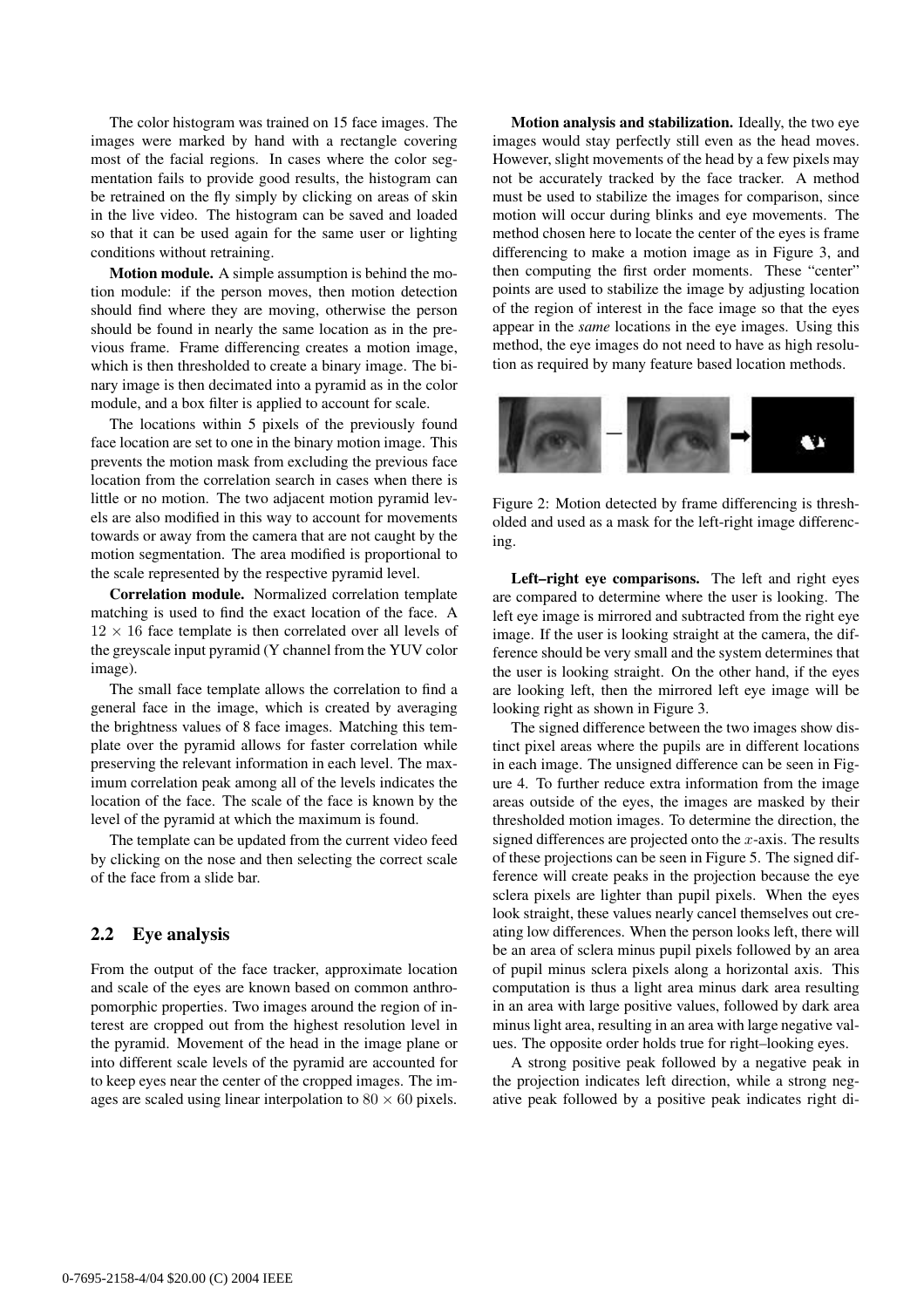The color histogram was trained on 15 face images. The images were marked by hand with a rectangle covering most of the facial regions. In cases where the color segmentation fails to provide good results, the histogram can be retrained on the fly simply by clicking on areas of skin in the live video. The histogram can be saved and loaded so that it can be used again for the same user or lighting conditions without retraining.

**Motion module.** A simple assumption is behind the motion module: if the person moves, then motion detection should find where they are moving, otherwise the person should be found in nearly the same location as in the previous frame. Frame differencing creates a motion image, which is then thresholded to create a binary image. The binary image is then decimated into a pyramid as in the color module, and a box filter is applied to account for scale.

The locations within 5 pixels of the previously found face location are set to one in the binary motion image. This prevents the motion mask from excluding the previous face location from the correlation search in cases when there is little or no motion. The two adjacent motion pyramid levels are also modified in this way to account for movements towards or away from the camera that are not caught by the motion segmentation. The area modified is proportional to the scale represented by the respective pyramid level.

**Correlation module.** Normalized correlation template matching is used to find the exact location of the face. A $12 \times 16$ face template is then correlated over all levels of the greyscale input pyramid (Y channel from the YUV color image).

The small face template allows the correlation to find a general face in the image, which is created by averaging the brightness values of 8 face images. Matching this template over the pyramid allows for faster correlation while preserving the relevant information in each level. The maximum correlation peak among all of the levels indicates the location of the face. The scale of the face is known by the level of the pyramid at which the maximum is found.

The template can be updated from the current video feed by clicking on the nose and then selecting the correct scale of the face from a slide bar.

## 2.2 Eye analysis

From the output of the face tracker, approximate location and scale of the eyes are known based on common anthropomorphic properties. Two images around the region of interest are cropped out from the highest resolution level in the pyramid. Movement of the head in the image plane or into different scale levels of the pyramid are accounted for to keep eyes near the center of the cropped images. The images are scaled using linear interpolation to $80 \times 60$ pixels.

**Motion analysis and stabilization.** Ideally, the two eye images would stay perfectly still even as the head moves. However, slight movements of the head by a few pixels may not be accurately tracked by the face tracker. A method must be used to stabilize the images for comparison, since motion will occur during blinks and eye movements. The method chosen here to locate the center of the eyes is frame differencing to make a motion image as in Figure 3, and then computing the first order moments. These "center" points are used to stabilize the image by adjusting location of the region of interest in the face image so that the eyes appear in the *same* locations in the eye images. Using this method, the eye images do not need to have as high resolution as required by many feature based location methods.

Figure 2: Motion detected by frame differencing is thresholded and used as a mask for the left-right image differencing.

**Left–right eye comparisons.** The left and right eyes are compared to determine where the user is looking. The left eye image is mirrored and subtracted from the right eye image. If the user is looking straight at the camera, the difference should be very small and the system determines that the user is looking straight. On the other hand, if the eyes are looking left, then the mirrored left eye image will be looking right as shown in Figure 3.

The signed difference between the two images show distinct pixel areas where the pupils are in different locations in each image. The unsigned difference can be seen in Figure 4. To further reduce extra information from the image areas outside of the eyes, the images are masked by their thresholded motion images. To determine the direction, the signed differences are projected onto the $x$-axis. The results of these projections can be seen in Figure 5. The signed difference will create peaks in the projection because the eye sclera pixels are lighter than pupil pixels. When the eyes look straight, these values nearly cancel themselves out creating low differences. When the person looks left, there will be an area of sclera minus pupil pixels followed by an area of pupil minus sclera pixels along a horizontal axis. This computation is thus a light area minus dark area resulting in an area with large positive values, followed by dark area minus light area, resulting in an area with large negative values. The opposite order holds true for right–looking eyes.

A strong positive peak followed by a negative peak in the projection indicates left direction, while a strong negative peak followed by a positive peak indicates right di-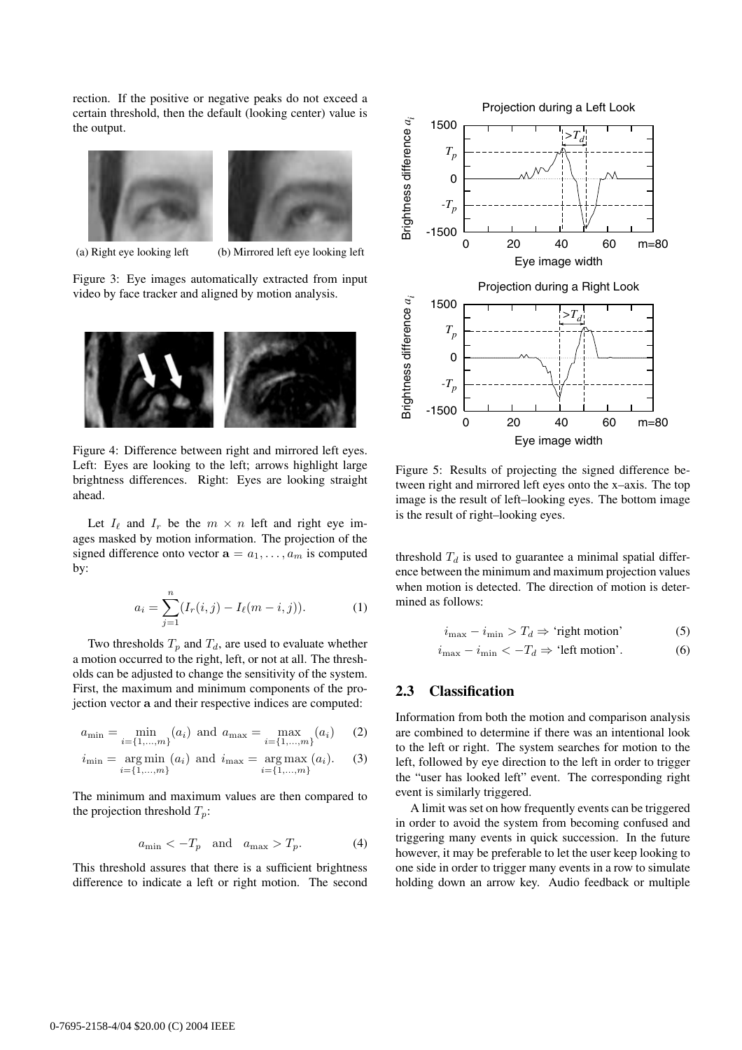rection. If the positive or negative peaks do not exceed a certain threshold, then the default (looking center) value is the output.

(a) Right eye looking left (b) Mirrored left eye looking left

Figure 3: Eye images automatically extracted from input video by face tracker and aligned by motion analysis.

Figure 4: Difference between right and mirrored left eyes. Left: Eyes are looking to the left; arrows highlight large brightness differences. Right: Eyes are looking straight ahead.

Let $I_\ell$ and $I_r$ be the $m \times n$ left and right eye images masked by motion information. The projection of the signed difference onto vector $\mathbf{a} = a_1, \ldots, a_m$ is computed by:

$$a_i = \sum_{j=1}^{n} (I_r(i,j) - I_\ell(m-i,j)). \tag{1}$$

Two thresholds $T_p$ and $T_d$, are used to evaluate whether a motion occurred to the right, left, or not at all. The thresholds can be adjusted to change the sensitivity of the system. First, the maximum and minimum components of the projection vector $\mathbf{a}$ and their respective indices are computed:

$$a_{\min} = \min_{i=\{1,\ldots,m\}} (a_i) \text{ and } a_{\max} = \max_{i=\{1,\ldots,m\}} (a_i) \tag{2}$$

$$i_{\min} = \underset{i=\{1,\ldots,m\}}{\arg\min}\,(a_i) \text{ and } i_{\max} = \underset{i=\{1,\ldots,m\}}{\arg\max}\,(a_i). \tag{3}$$

The minimum and maximum values are then compared to the projection threshold $T_p$:

$$a_{\min} < -T_p \quad \text{and} \quad a_{\max} > T_p. \tag{4}$$

This threshold assures that there is a sufficient brightness difference to indicate a left or right motion. The second threshold $T_d$ is used to guarantee a minimal spatial difference between the minimum and maximum projection values when motion is detected. The direction of motion is determined as follows:

$$i_{\max} - i_{\min} > T_d \Rightarrow \text{'right motion'} \tag{5}$$

$$i_{\max} - i_{\min} < -T_d \Rightarrow \text{'left motion'}. \tag{6}$$

Figure 5: Results of projecting the signed difference between right and mirrored left eyes onto the x–axis. The top image is the result of left–looking eyes. The bottom image is the result of right–looking eyes.

## 2.3 Classification

Information from both the motion and comparison analysis are combined to determine if there was an intentional look to the left or right. The system searches for motion to the left, followed by eye direction to the left in order to trigger the "user has looked left" event. The corresponding right event is similarly triggered.

A limit was set on how frequently events can be triggered in order to avoid the system from becoming confused and triggering many events in quick succession. In the future however, it may be preferable to let the user keep looking to one side in order to trigger many events in a row to simulate holding down an arrow key. Audio feedback or multiple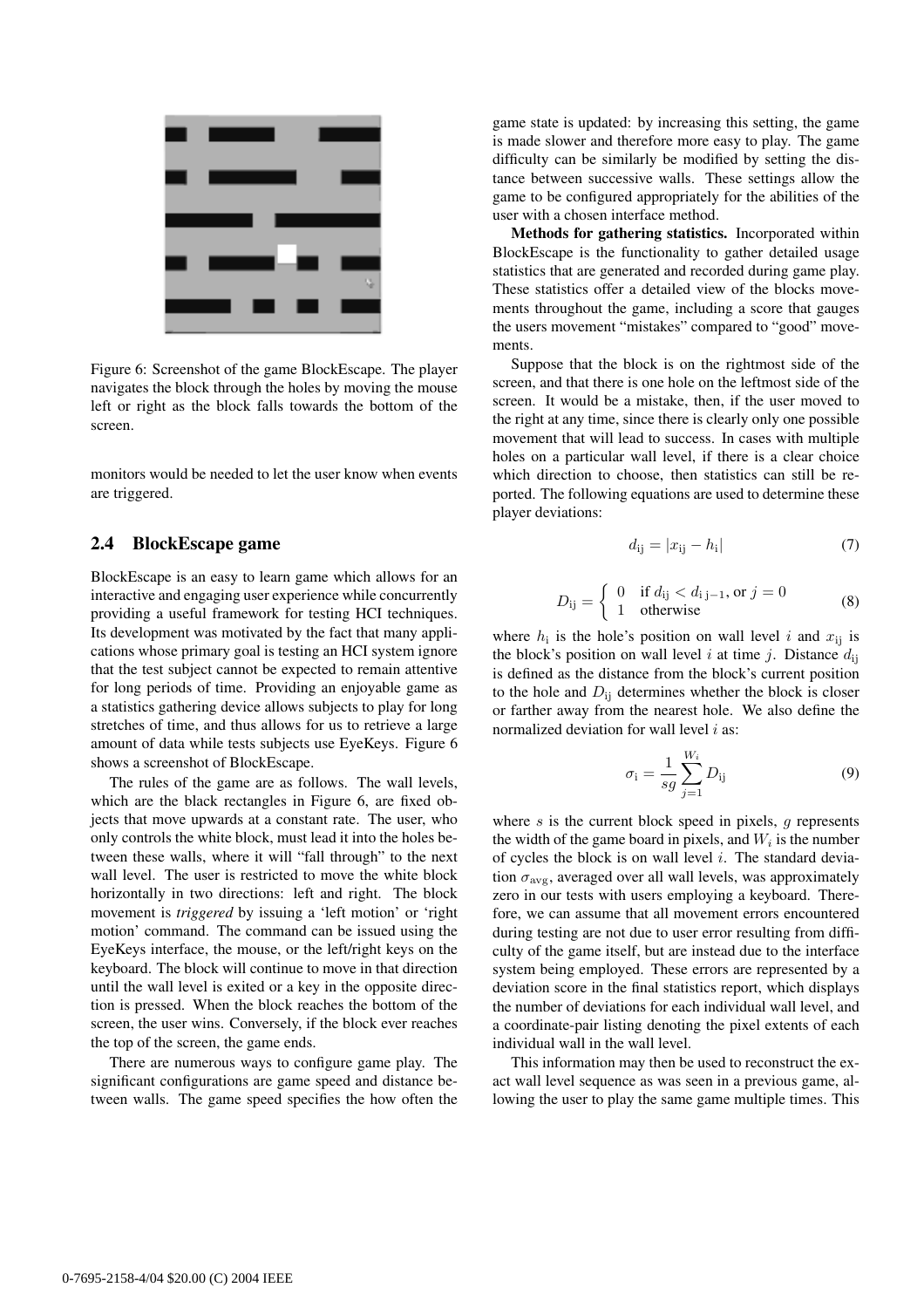Figure 6: Screenshot of the game BlockEscape. The player navigates the block through the holes by moving the mouse left or right as the block falls towards the bottom of the screen.

monitors would be needed to let the user know when events are triggered.

## 2.4 BlockEscape game

BlockEscape is an easy to learn game which allows for an interactive and engaging user experience while concurrently providing a useful framework for testing HCI techniques. Its development was motivated by the fact that many applications whose primary goal is testing an HCI system ignore that the test subject cannot be expected to remain attentive for long periods of time. Providing an enjoyable game as a statistics gathering device allows subjects to play for long stretches of time, and thus allows for us to retrieve a large amount of data while tests subjects use EyeKeys. Figure 6 shows a screenshot of BlockEscape.

The rules of the game are as follows. The wall levels, which are the black rectangles in Figure 6, are fixed objects that move upwards at a constant rate. The user, who only controls the white block, must lead it into the holes between these walls, where it will "fall through" to the next wall level. The user is restricted to move the white block horizontally in two directions: left and right. The block movement is *triggered* by issuing a 'left motion' or 'right motion' command. The command can be issued using the EyeKeys interface, the mouse, or the left/right keys on the keyboard. The block will continue to move in that direction until the wall level is exited or a key in the opposite direction is pressed. When the block reaches the bottom of the screen, the user wins. Conversely, if the block ever reaches the top of the screen, the game ends.

There are numerous ways to configure game play. The significant configurations are game speed and distance between walls. The game speed specifies the how often the game state is updated: by increasing this setting, the game is made slower and therefore more easy to play. The game difficulty can be similarly be modified by setting the distance between successive walls. These settings allow the game to be configured appropriately for the abilities of the user with a chosen interface method.

**Methods for gathering statistics.** Incorporated within BlockEscape is the functionality to gather detailed usage statistics that are generated and recorded during game play. These statistics offer a detailed view of the blocks movements throughout the game, including a score that gauges the users movement "mistakes" compared to "good" movements.

Suppose that the block is on the rightmost side of the screen, and that there is one hole on the leftmost side of the screen. It would be a mistake, then, if the user moved to the right at any time, since there is clearly only one possible movement that will lead to success. In cases with multiple holes on a particular wall level, if there is a clear choice which direction to choose, then statistics can still be reported. The following equations are used to determine these player deviations:

$$d_{\mathrm{ij}} = |x_{\mathrm{ij}} - h_{\mathrm{i}}| \tag{7}$$

$$D_{\mathrm{ij}} = \begin{cases} 0 & \text{if } d_{\mathrm{ij}} < d_{\mathrm{i\,j-1}}, \text{ or } j = 0 \\ 1 & \text{otherwise} \end{cases} \tag{8}$$

where $h_i$ is the hole's position on wall level $i$ and $x_{ij}$ is the block's position on wall level $i$ at time $j$. Distance $d_{ij}$ is defined as the distance from the block's current position to the hole and $D_{ij}$ determines whether the block is closer or farther away from the nearest hole. We also define the normalized deviation for wall level $i$ as:

$$\sigma_{\mathrm{i}} = \frac{1}{sg} \sum_{j=1}^{W_i} D_{\mathrm{ij}} \tag{9}$$

where $s$ is the current block speed in pixels, $g$ represents the width of the game board in pixels, and $W_i$ is the number of cycles the block is on wall level $i$. The standard deviation $\sigma_{\mathrm{avg}}$, averaged over all wall levels, was approximately zero in our tests with users employing a keyboard. Therefore, we can assume that all movement errors encountered during testing are not due to user error resulting from difficulty of the game itself, but are instead due to the interface system being employed. These errors are represented by a deviation score in the final statistics report, which displays the number of deviations for each individual wall level, and a coordinate-pair listing denoting the pixel extents of each individual wall in the wall level.

This information may then be used to reconstruct the exact wall level sequence as was seen in a previous game, allowing the user to play the same game multiple times. This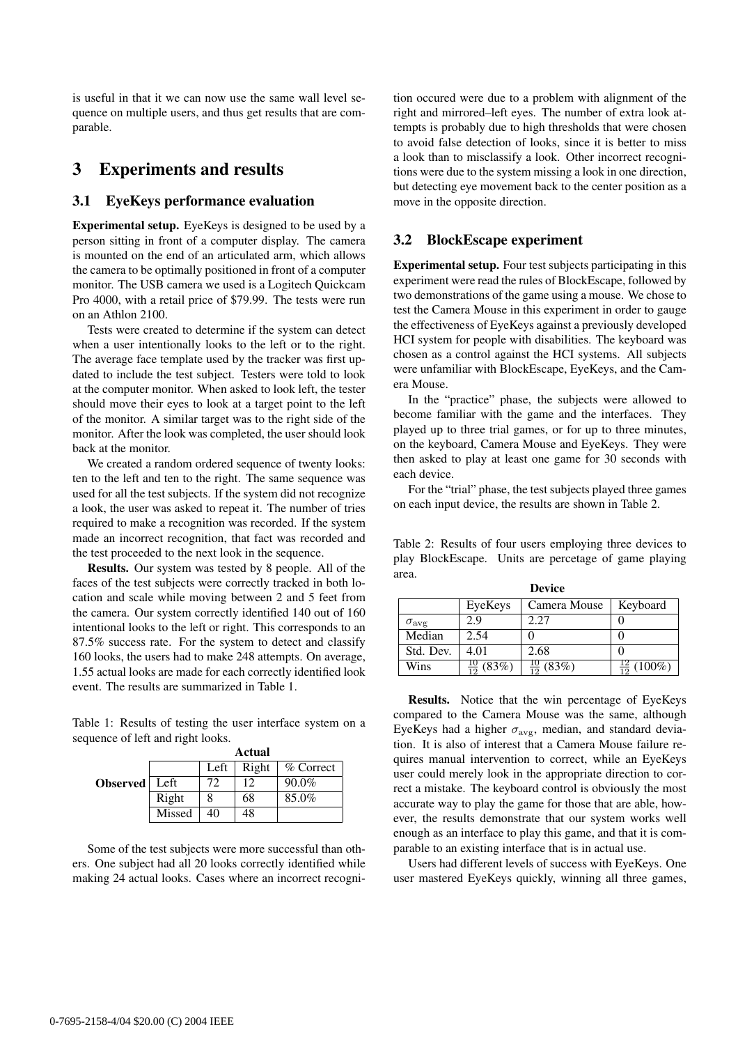is useful in that it we can now use the same wall level sequence on multiple users, and thus get results that are comparable.

# 3 Experiments and results

## 3.1 EyeKeys performance evaluation

**Experimental setup.** EyeKeys is designed to be used by a person sitting in front of a computer display. The camera is mounted on the end of an articulated arm, which allows the camera to be optimally positioned in front of a computer monitor. The USB camera we used is a Logitech Quickcam Pro 4000, with a retail price of $79.99. The tests were run on an Athlon 2100.

Tests were created to determine if the system can detect when a user intentionally looks to the left or to the right. The average face template used by the tracker was first updated to include the test subject. Testers were told to look at the computer monitor. When asked to look left, the tester should move their eyes to look at a target point to the left of the monitor. A similar target was to the right side of the monitor. After the look was completed, the user should look back at the monitor.

We created a random ordered sequence of twenty looks: ten to the left and ten to the right. The same sequence was used for all the test subjects. If the system did not recognize a look, the user was asked to repeat it. The number of tries required to make a recognition was recorded. If the system made an incorrect recognition, that fact was recorded and the test proceeded to the next look in the sequence.

**Results.** Our system was tested by 8 people. All of the faces of the test subjects were correctly tracked in both location and scale while moving between 2 and 5 feet from the camera. Our system correctly identified 140 out of 160 intentional looks to the left or right. This corresponds to an 87.5% success rate. For the system to detect and classify 160 looks, the users had to make 248 attempts. On average, 1.55 actual looks are made for each correctly identified look event. The results are summarized in Table 1.

Table 1: Results of testing the user interface system on a sequence of left and right looks.

| | | Actual | | |
|---|---|---|---|---|
| | | Left | Right | % Correct |
| **Observed** | Left | 72 | 12 | 90.0% |
| | Right | 8 | 68 | 85.0% |
| | Missed | 40 | 48 | |

Some of the test subjects were more successful than others. One subject had all 20 looks correctly identified while making 24 actual looks. Cases where an incorrect recognition occured were due to a problem with alignment of the right and mirrored–left eyes. The number of extra look attempts is probably due to high thresholds that were chosen to avoid false detection of looks, since it is better to miss a look than to misclassify a look. Other incorrect recognitions were due to the system missing a look in one direction, but detecting eye movement back to the center position as a move in the opposite direction.

## 3.2 BlockEscape experiment

**Experimental setup.** Four test subjects participating in this experiment were read the rules of BlockEscape, followed by two demonstrations of the game using a mouse. We chose to test the Camera Mouse in this experiment in order to gauge the effectiveness of EyeKeys against a previously developed HCI system for people with disabilities. The keyboard was chosen as a control against the HCI systems. All subjects were unfamiliar with BlockEscape, EyeKeys, and the Camera Mouse.

In the "practice" phase, the subjects were allowed to become familiar with the game and the interfaces. They played up to three trial games, or for up to three minutes, on the keyboard, Camera Mouse and EyeKeys. They were then asked to play at least one game for 30 seconds with each device.

For the "trial" phase, the test subjects played three games on each input device, the results are shown in Table 2.

Table 2: Results of four users employing three devices to play BlockEscape. Units are percetage of game playing area.

| | Device | | |
|---|---|---|---|
| | EyeKeys | Camera Mouse | Keyboard |
| $\sigma_{\text{avg}}$ | 2.9 | 2.27 | 0 |
| Median | 2.54 | 0 | 0 |
| Std. Dev. | 4.01 | 2.68 | 0 |
| Wins | $\frac{10}{12}$ (83%) | $\frac{10}{12}$ (83%) | $\frac{12}{12}$ (100%) |

**Results.** Notice that the win percentage of EyeKeys compared to the Camera Mouse was the same, although EyeKeys had a higher $\sigma_{\text{avg}}$, median, and standard deviation. It is also of interest that a Camera Mouse failure requires manual intervention to correct, while an EyeKeys user could merely look in the appropriate direction to correct a mistake. The keyboard control is obviously the most accurate way to play the game for those that are able, however, the results demonstrate that our system works well enough as an interface to play this game, and that it is comparable to an existing interface that is in actual use.

Users had different levels of success with EyeKeys. One user mastered EyeKeys quickly, winning all three games,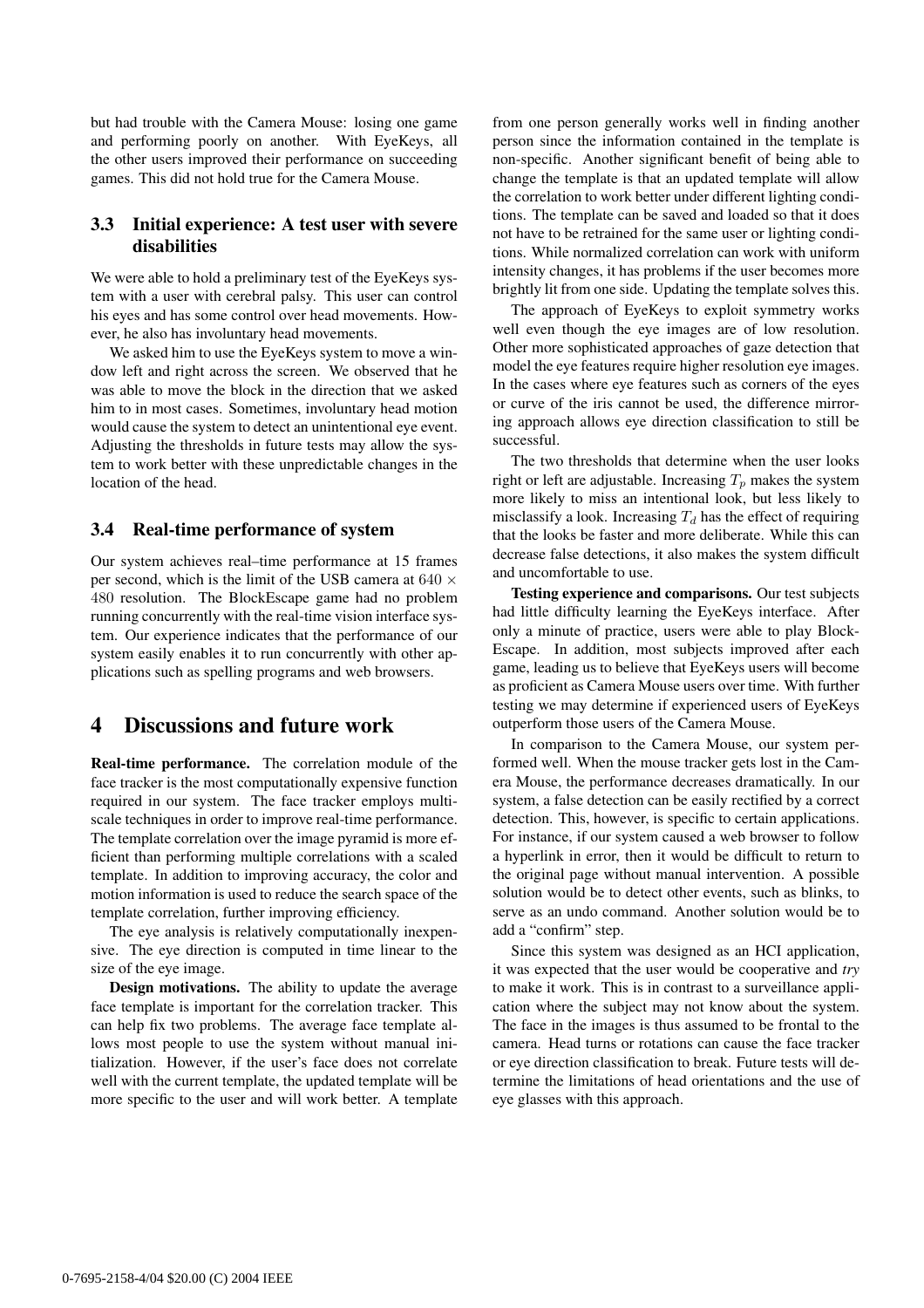but had trouble with the Camera Mouse: losing one game and performing poorly on another. With EyeKeys, all the other users improved their performance on succeeding games. This did not hold true for the Camera Mouse.

### 3.3 Initial experience: A test user with severe disabilities

We were able to hold a preliminary test of the EyeKeys system with a user with cerebral palsy. This user can control his eyes and has some control over head movements. However, he also has involuntary head movements.

We asked him to use the EyeKeys system to move a window left and right across the screen. We observed that he was able to move the block in the direction that we asked him to in most cases. Sometimes, involuntary head motion would cause the system to detect an unintentional eye event. Adjusting the thresholds in future tests may allow the system to work better with these unpredictable changes in the location of the head.

### 3.4 Real-time performance of system

Our system achieves real–time performance at 15 frames per second, which is the limit of the USB camera at $640 \times 480$ resolution. The BlockEscape game had no problem running concurrently with the real-time vision interface system. Our experience indicates that the performance of our system easily enables it to run concurrently with other applications such as spelling programs and web browsers.

## 4 Discussions and future work

**Real-time performance.** The correlation module of the face tracker is the most computationally expensive function required in our system. The face tracker employs multi-scale techniques in order to improve real-time performance. The template correlation over the image pyramid is more efficient than performing multiple correlations with a scaled template. In addition to improving accuracy, the color and motion information is used to reduce the search space of the template correlation, further improving efficiency.

The eye analysis is relatively computationally inexpensive. The eye direction is computed in time linear to the size of the eye image.

**Design motivations.** The ability to update the average face template is important for the correlation tracker. This can help fix two problems. The average face template allows most people to use the system without manual initialization. However, if the user's face does not correlate well with the current template, the updated template will be more specific to the user and will work better. A template from one person generally works well in finding another person since the information contained in the template is non-specific. Another significant benefit of being able to change the template is that an updated template will allow the correlation to work better under different lighting conditions. The template can be saved and loaded so that it does not have to be retrained for the same user or lighting conditions. While normalized correlation can work with uniform intensity changes, it has problems if the user becomes more brightly lit from one side. Updating the template solves this.

The approach of EyeKeys to exploit symmetry works well even though the eye images are of low resolution. Other more sophisticated approaches of gaze detection that model the eye features require higher resolution eye images. In the cases where eye features such as corners of the eyes or curve of the iris cannot be used, the difference mirroring approach allows eye direction classification to still be successful.

The two thresholds that determine when the user looks right or left are adjustable. Increasing $T_p$ makes the system more likely to miss an intentional look, but less likely to misclassify a look. Increasing $T_d$ has the effect of requiring that the looks be faster and more deliberate. While this can decrease false detections, it also makes the system difficult and uncomfortable to use.

**Testing experience and comparisons.** Our test subjects had little difficulty learning the EyeKeys interface. After only a minute of practice, users were able to play BlockEscape. In addition, most subjects improved after each game, leading us to believe that EyeKeys users will become as proficient as Camera Mouse users over time. With further testing we may determine if experienced users of EyeKeys outperform those users of the Camera Mouse.

In comparison to the Camera Mouse, our system performed well. When the mouse tracker gets lost in the Camera Mouse, the performance decreases dramatically. In our system, a false detection can be easily rectified by a correct detection. This, however, is specific to certain applications. For instance, if our system caused a web browser to follow a hyperlink in error, then it would be difficult to return to the original page without manual intervention. A possible solution would be to detect other events, such as blinks, to serve as an undo command. Another solution would be to add a "confirm" step.

Since this system was designed as an HCI application, it was expected that the user would be cooperative and *try* to make it work. This is in contrast to a surveillance application where the subject may not know about the system. The face in the images is thus assumed to be frontal to the camera. Head turns or rotations can cause the face tracker or eye direction classification to break. Future tests will determine the limitations of head orientations and the use of eye glasses with this approach.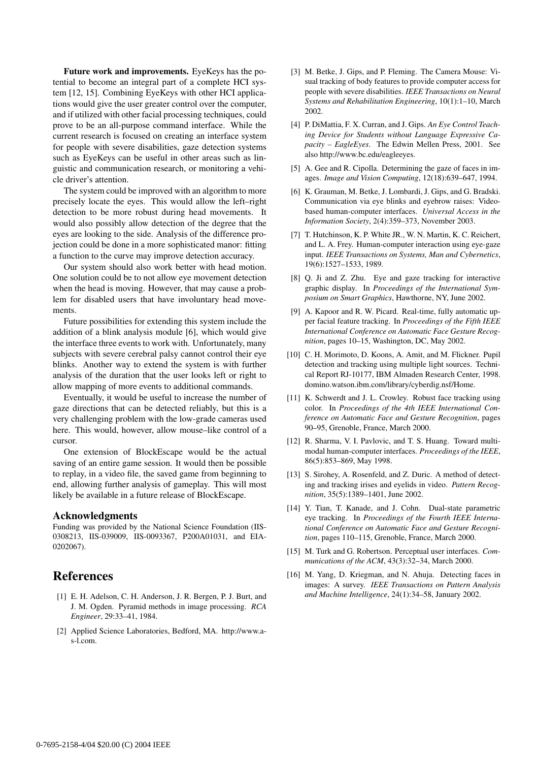**Future work and improvements.** EyeKeys has the potential to become an integral part of a complete HCI system [12, 15]. Combining EyeKeys with other HCI applications would give the user greater control over the computer, and if utilized with other facial processing techniques, could prove to be an all-purpose command interface. While the current research is focused on creating an interface system for people with severe disabilities, gaze detection systems such as EyeKeys can be useful in other areas such as linguistic and communication research, or monitoring a vehicle driver's attention.

The system could be improved with an algorithm to more precisely locate the eyes. This would allow the left–right detection to be more robust during head movements. It would also possibly allow detection of the degree that the eyes are looking to the side. Analysis of the difference projection could be done in a more sophisticated manor: fitting a function to the curve may improve detection accuracy.

Our system should also work better with head motion. One solution could be to not allow eye movement detection when the head is moving. However, that may cause a problem for disabled users that have involuntary head movements.

Future possibilities for extending this system include the addition of a blink analysis module [6], which would give the interface three events to work with. Unfortunately, many subjects with severe cerebral palsy cannot control their eye blinks. Another way to extend the system is with further analysis of the duration that the user looks left or right to allow mapping of more events to additional commands.

Eventually, it would be useful to increase the number of gaze directions that can be detected reliably, but this is a very challenging problem with the low-grade cameras used here. This would, however, allow mouse–like control of a cursor.

One extension of BlockEscape would be the actual saving of an entire game session. It would then be possible to replay, in a video file, the saved game from beginning to end, allowing further analysis of gameplay. This will most likely be available in a future release of BlockEscape.

### Acknowledgments

Funding was provided by the National Science Foundation (IIS-0308213, IIS-039009, IIS-0093367, P200A01031, and EIA-0202067).

## References

[1] E. H. Adelson, C. H. Anderson, J. R. Bergen, P. J. Burt, and J. M. Ogden. Pyramid methods in image processing. *RCA Engineer*, 29:33–41, 1984.

[2] Applied Science Laboratories, Bedford, MA. http://www.a-s-l.com.

[3] M. Betke, J. Gips, and P. Fleming. The Camera Mouse: Visual tracking of body features to provide computer access for people with severe disabilities. *IEEE Transactions on Neural Systems and Rehabilitation Engineering*, 10(1):1–10, March 2002.

[4] P. DiMattia, F. X. Curran, and J. Gips. *An Eye Control Teaching Device for Students without Language Expressive Capacity – EagleEyes*. The Edwin Mellen Press, 2001. See also http://www.bc.edu/eagleeyes.

[5] A. Gee and R. Cipolla. Determining the gaze of faces in images. *Image and Vision Computing*, 12(18):639–647, 1994.

[6] K. Grauman, M. Betke, J. Lombardi, J. Gips, and G. Bradski. Communication via eye blinks and eyebrow raises: Video-based human-computer interfaces. *Universal Access in the Information Society*, 2(4):359–373, November 2003.

[7] T. Hutchinson, K. P. White JR., W. N. Martin, K. C. Reichert, and L. A. Frey. Human-computer interaction using eye-gaze input. *IEEE Transactions on Systems, Man and Cybernetics*, 19(6):1527–1533, 1989.

[8] Q. Ji and Z. Zhu. Eye and gaze tracking for interactive graphic display. In *Proceedings of the International Symposium on Smart Graphics*, Hawthorne, NY, June 2002.

[9] A. Kapoor and R. W. Picard. Real-time, fully automatic upper facial feature tracking. In *Proceedings of the Fifth IEEE International Conference on Automatic Face Gesture Recognition*, pages 10–15, Washington, DC, May 2002.

[10] C. H. Morimoto, D. Koons, A. Amit, and M. Flickner. Pupil detection and tracking using multiple light sources. Technical Report RJ-10177, IBM Almaden Research Center, 1998. domino.watson.ibm.com/library/cyberdig.nsf/Home.

[11] K. Schwerdt and J. L. Crowley. Robust face tracking using color. In *Proceedings of the 4th IEEE International Conference on Automatic Face and Gesture Recognition*, pages 90–95, Grenoble, France, March 2000.

[12] R. Sharma, V. I. Pavlovic, and T. S. Huang. Toward multimodal human-computer interfaces. *Proceedings of the IEEE*, 86(5):853–869, May 1998.

[13] S. Sirohey, A. Rosenfeld, and Z. Duric. A method of detecting and tracking irises and eyelids in video. *Pattern Recognition*, 35(5):1389–1401, June 2002.

[14] Y. Tian, T. Kanade, and J. Cohn. Dual-state parametric eye tracking. In *Proceedings of the Fourth IEEE International Conference on Automatic Face and Gesture Recognition*, pages 110–115, Grenoble, France, March 2000.

[15] M. Turk and G. Robertson. Perceptual user interfaces. *Communications of the ACM*, 43(3):32–34, March 2000.

[16] M. Yang, D. Kriegman, and N. Ahuja. Detecting faces in images: A survey. *IEEE Transactions on Pattern Analysis and Machine Intelligence*, 24(1):34–58, January 2002.